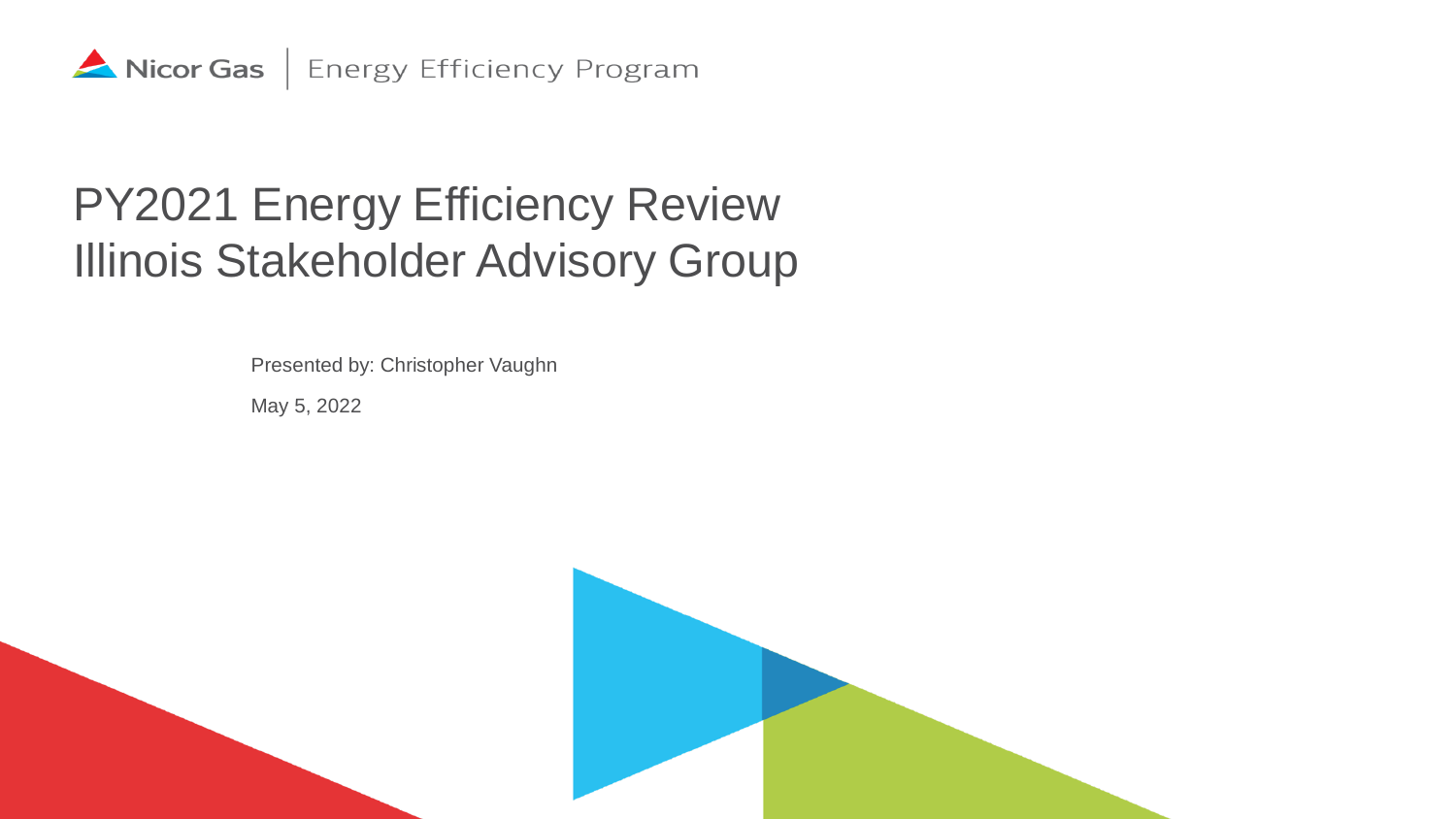Nicor Gas | Energy Efficiency Program

# PY2021 Energy Efficiency Review
# Illinois Stakeholder Advisory Group

Presented by: Christopher Vaughn

May 5, 2022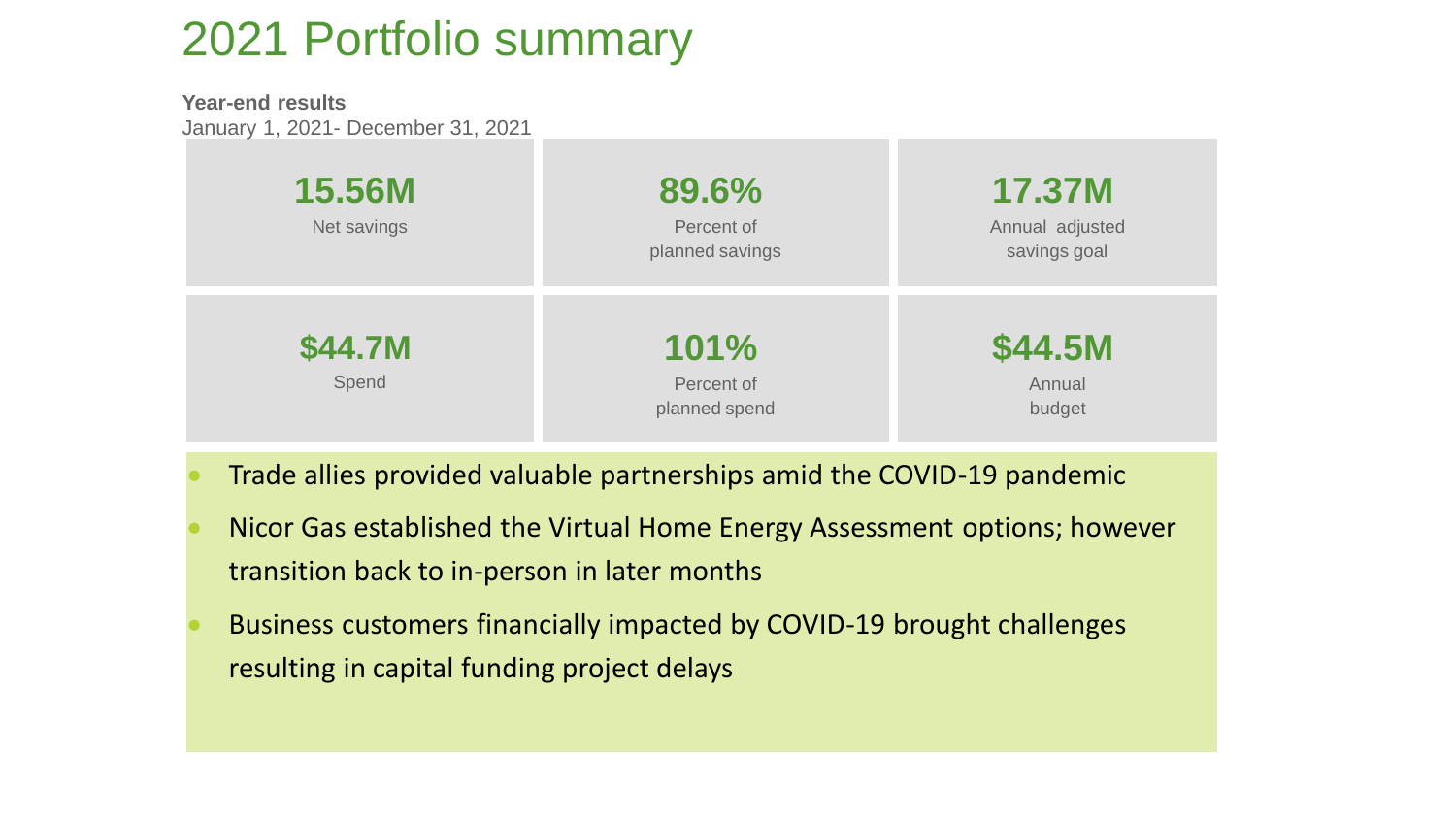# 2021 Portfolio summary

**Year-end results**

January 1, 2021- December 31, 2021

| **15.56M**<br>Net savings | **89.6%**<br>Percent of planned savings | **17.37M**<br>Annual adjusted savings goal |
|---|---|---|
| **$44.7M**<br>Spend | **101%**<br>Percent of planned spend | **$44.5M**<br>Annual budget |

- Trade allies provided valuable partnerships amid the COVID-19 pandemic
- Nicor Gas established the Virtual Home Energy Assessment options; however transition back to in-person in later months
- Business customers financially impacted by COVID-19 brought challenges resulting in capital funding project delays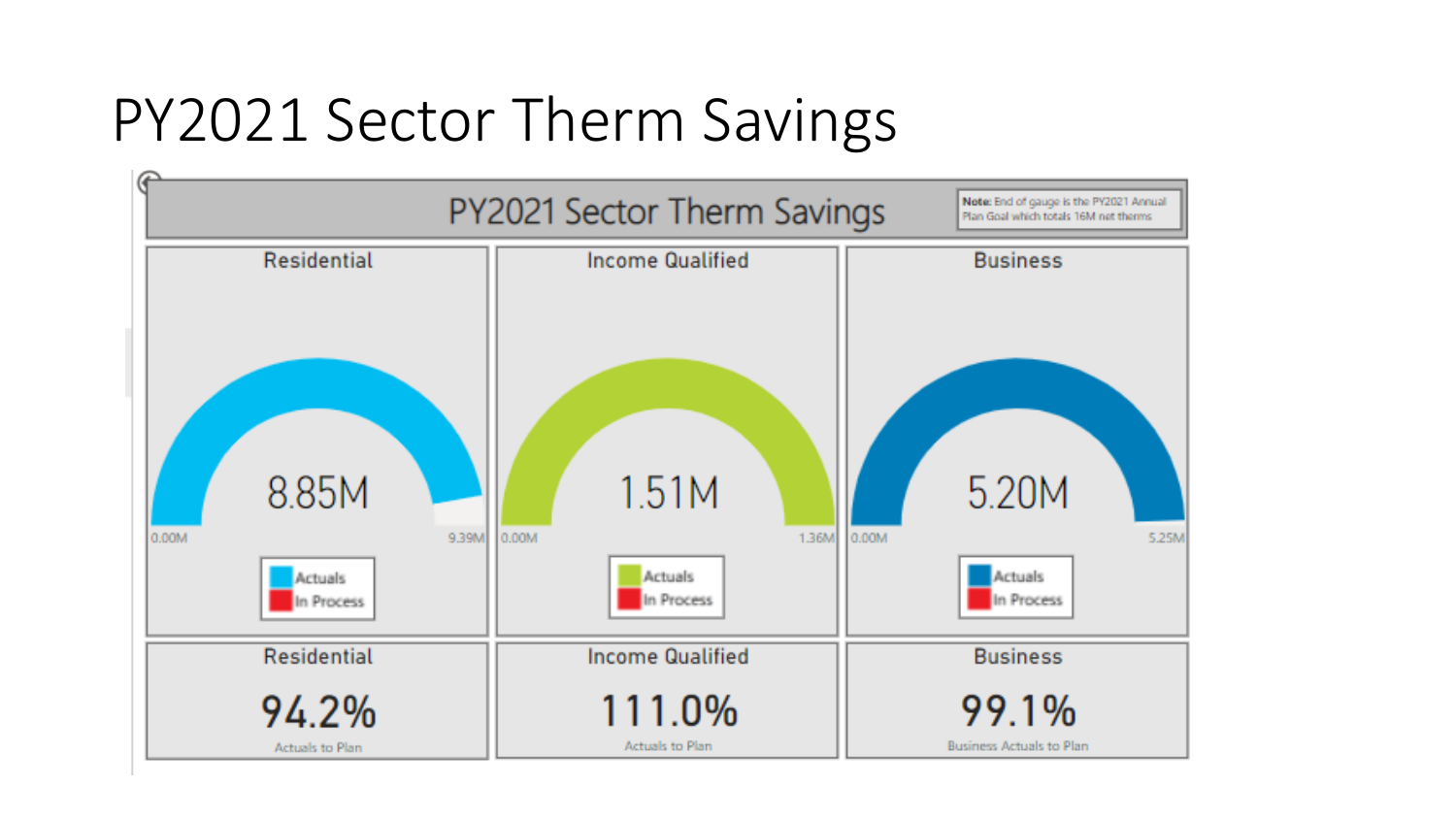# PY2021 Sector Therm Savings

## PY2021 Sector Therm Savings

**Note:** End of gauge is the PY2021 Annual Plan Goal which totals 16M net therms

| | Residential | Income Qualified | Business |
|---|---|---|---|
| Actuals | 8.85M | 1.51M | 5.20M |
| Gauge range | 0.00M – 9.39M | 0.00M – 1.36M | 0.00M – 5.25M |
| Actuals to Plan | 94.2% | 111.0% | 99.1% |

Legend: Actuals, In Process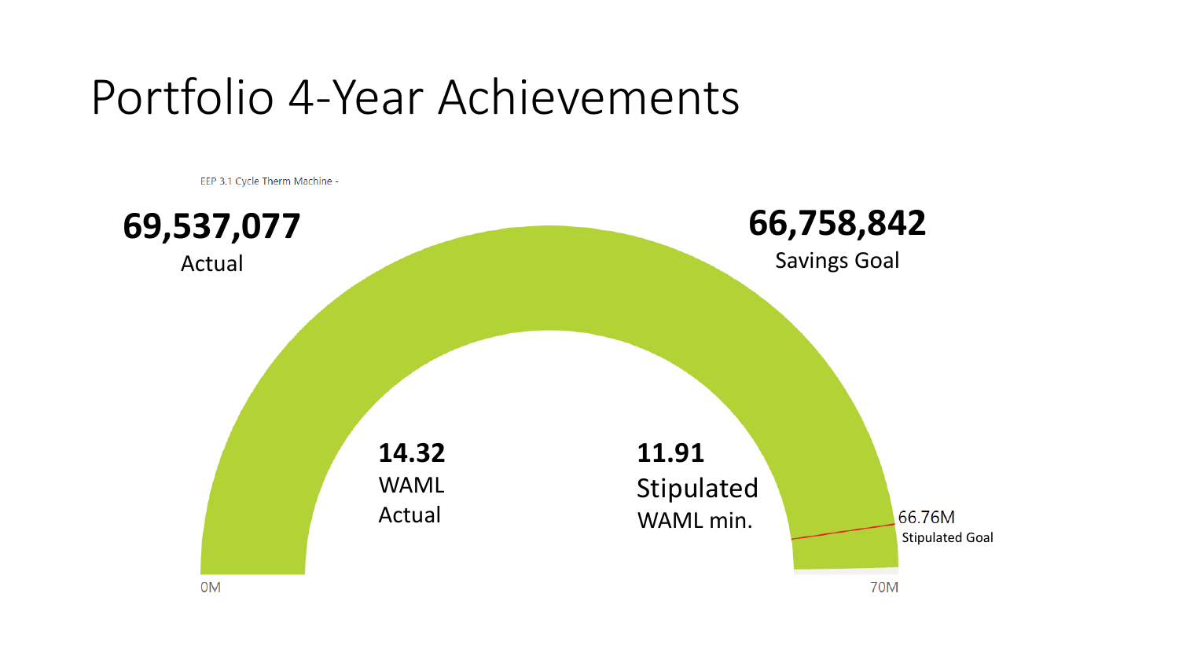# Portfolio 4-Year Achievements

EEP 3.1 Cycle Therm Machine -

**69,537,077**
Actual

**66,758,842**
Savings Goal

**14.32**
WAML
Actual

**11.91**
Stipulated
WAML min.

66.76M
Stipulated Goal

0M

70M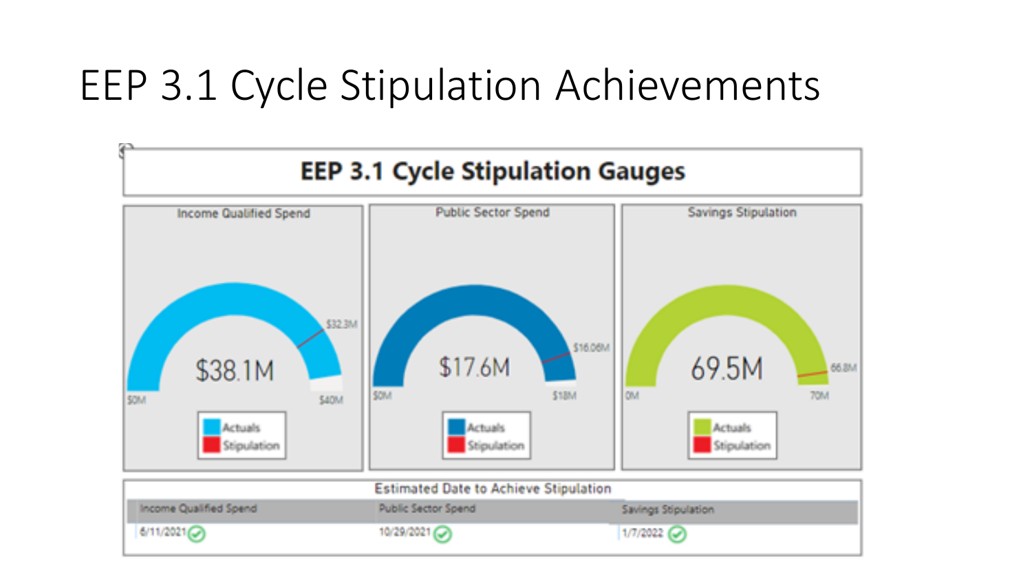# EEP 3.1 Cycle Stipulation Achievements

## EEP 3.1 Cycle Stipulation Gauges

**Income Qualified Spend**

$38.1M

$0M — $32.3M — $40M

Actuals / Stipulation

**Public Sector Spend**

$17.6M

$0M — $16.06M — $18M

Actuals / Stipulation

**Savings Stipulation**

69.5M

0M — 66.8M — 70M

Actuals / Stipulation

**Estimated Date to Achieve Stipulation**

| Income Qualified Spend | Public Sector Spend | Savings Stipulation |
|---|---|---|
| 6/11/2021 ✓ | 10/29/2021 ✓ | 1/7/2022 ✓ |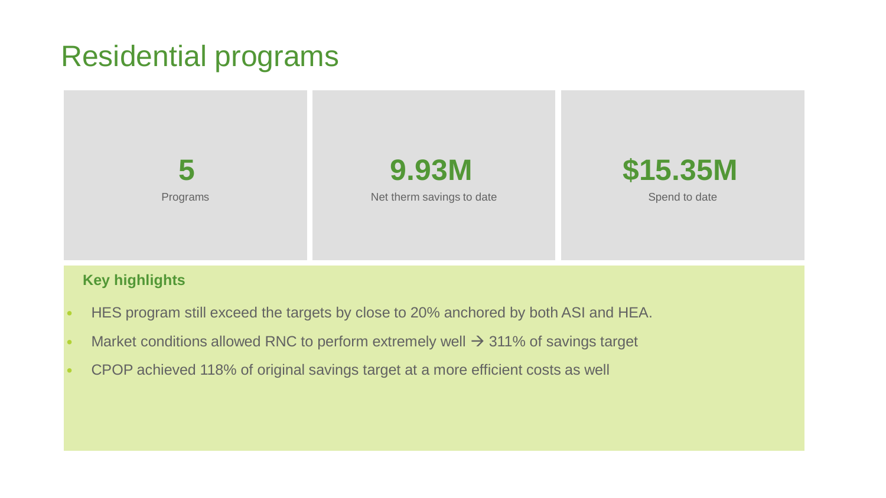# Residential programs

**5**
Programs

**9.93M**
Net therm savings to date

**$15.35M**
Spend to date

**Key highlights**

- HES program still exceed the targets by close to 20% anchored by both ASI and HEA.
- Market conditions allowed RNC to perform extremely well → 311% of savings target
- CPOP achieved 118% of original savings target at a more efficient costs as well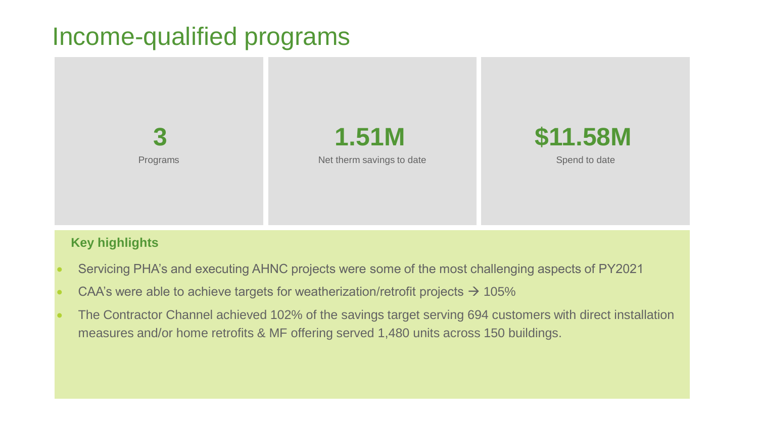# Income-qualified programs

**3**
Programs

**1.51M**
Net therm savings to date

**$11.58M**
Spend to date

**Key highlights**

- Servicing PHA's and executing AHNC projects were some of the most challenging aspects of PY2021
- CAA's were able to achieve targets for weatherization/retrofit projects → 105%
- The Contractor Channel achieved 102% of the savings target serving 694 customers with direct installation measures and/or home retrofits & MF offering served 1,480 units across 150 buildings.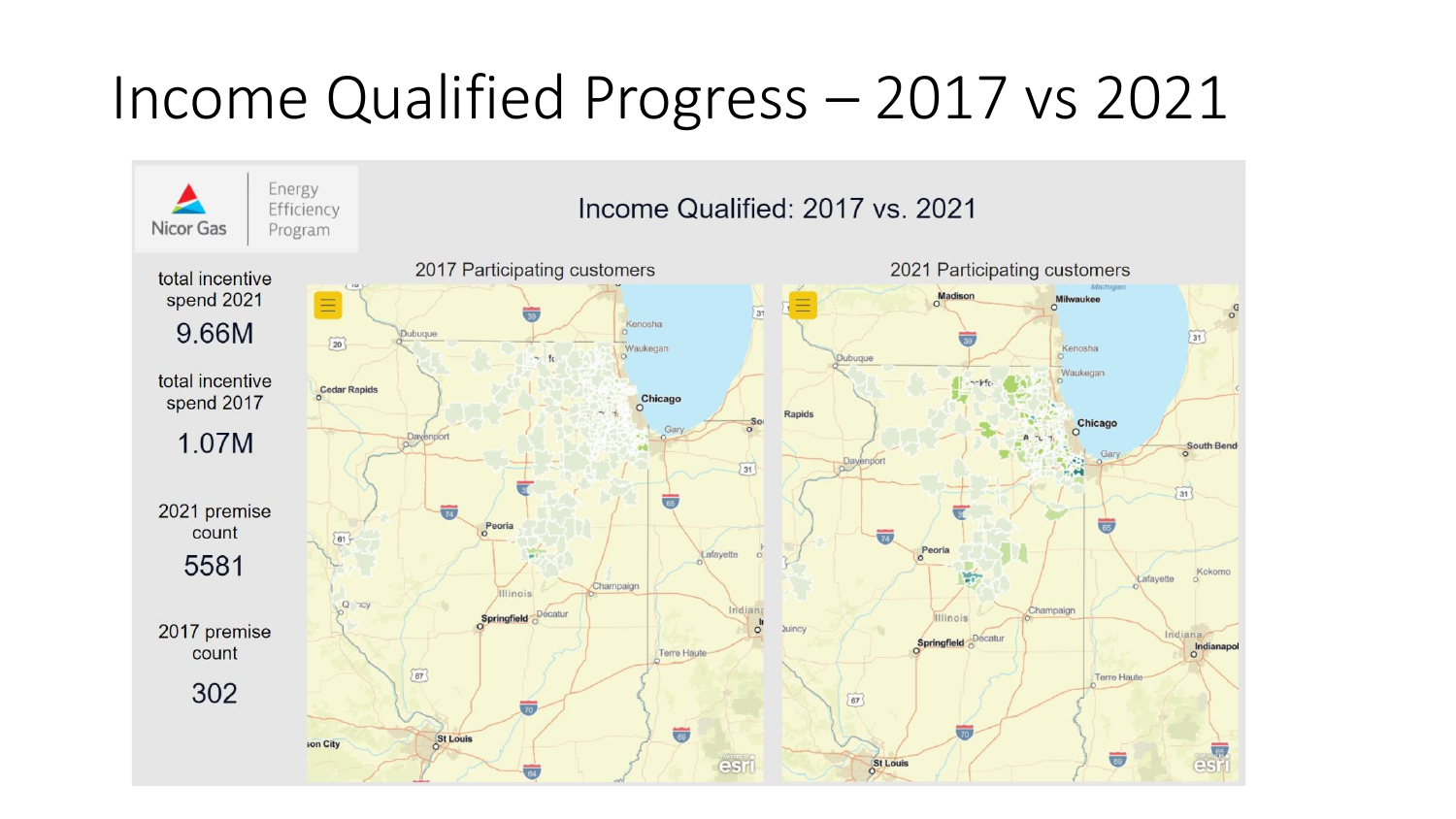# Income Qualified Progress – 2017 vs 2021

Nicor Gas | Energy Efficiency Program

## Income Qualified: 2017 vs. 2021

total incentive spend 2021

9.66M

total incentive spend 2017

1.07M

2021 premise count

5581

2017 premise count

302

2017 Participating customers

2021 Participating customers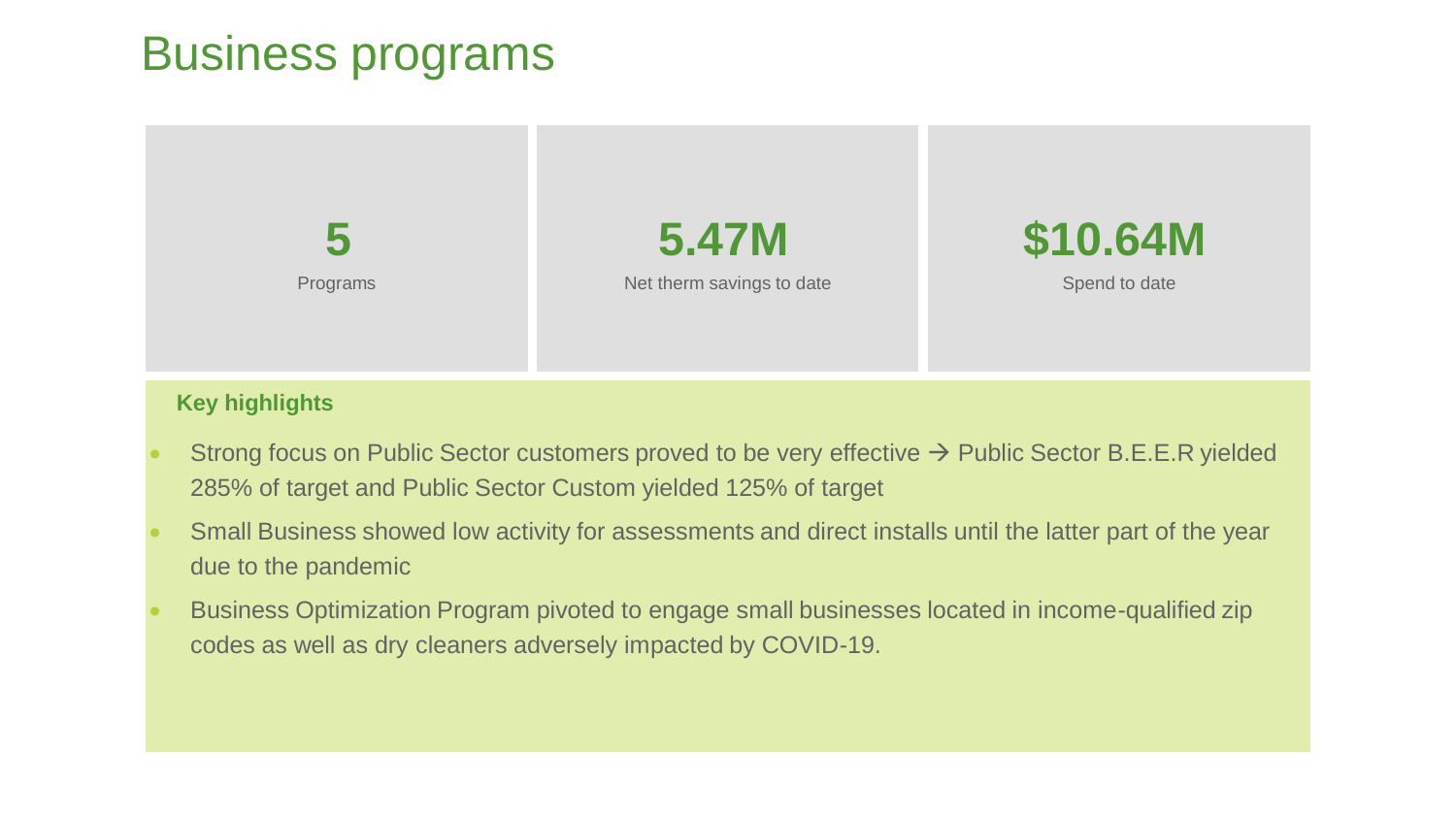# Business programs

| **5** | **5.47M** | **$10.64M** |
|---|---|---|
| Programs | Net therm savings to date | Spend to date |

**Key highlights**

- Strong focus on Public Sector customers proved to be very effective → Public Sector B.E.E.R yielded 285% of target and Public Sector Custom yielded 125% of target
- Small Business showed low activity for assessments and direct installs until the latter part of the year due to the pandemic
- Business Optimization Program pivoted to engage small businesses located in income-qualified zip codes as well as dry cleaners adversely impacted by COVID-19.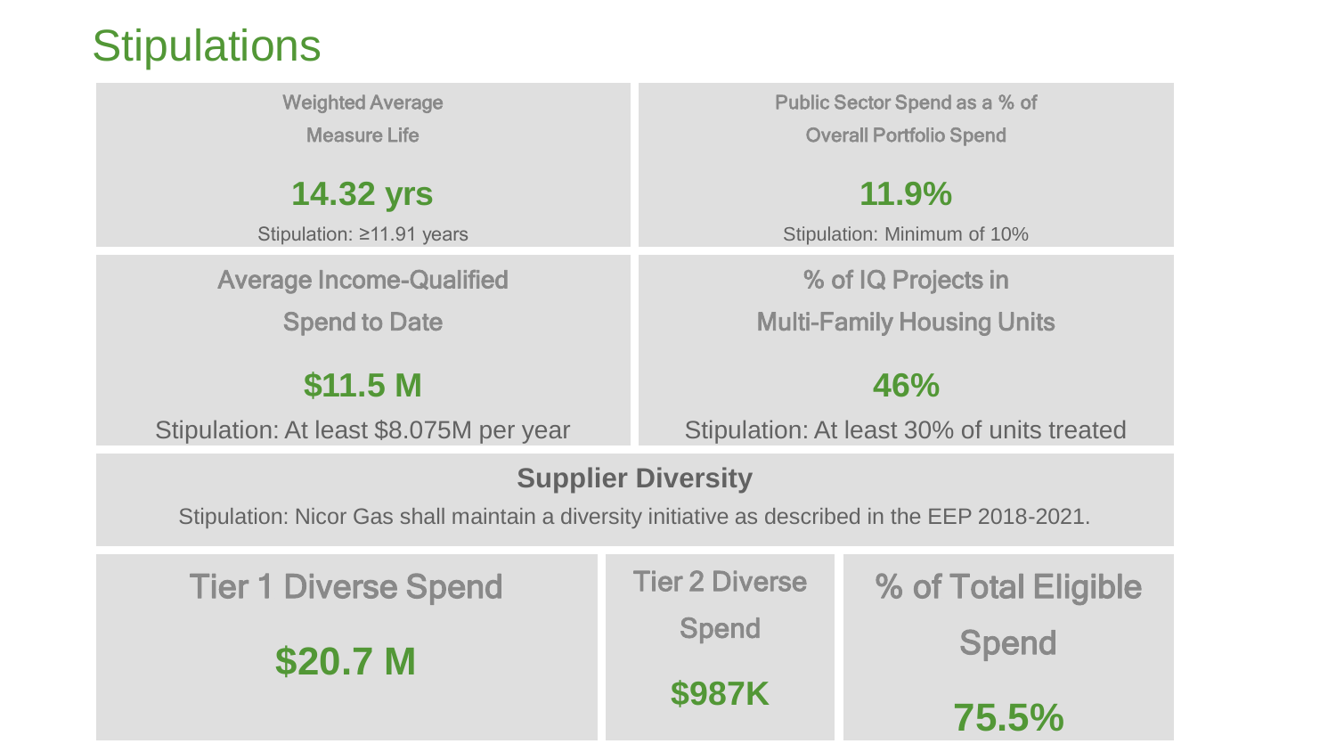# Stipulations

**Weighted Average Measure Life**

**14.32 yrs**

Stipulation: ≥11.91 years

**Public Sector Spend as a % of Overall Portfolio Spend**

**11.9%**

Stipulation: Minimum of 10%

**Average Income-Qualified Spend to Date**

**$11.5 M**

Stipulation: At least $8.075M per year

**% of IQ Projects in Multi-Family Housing Units**

**46%**

Stipulation: At least 30% of units treated

## Supplier Diversity

Stipulation: Nicor Gas shall maintain a diversity initiative as described in the EEP 2018-2021.

| Tier 1 Diverse Spend | Tier 2 Diverse Spend | % of Total Eligible Spend |
| --- | --- | --- |
| $20.7 M | $987K | 75.5% |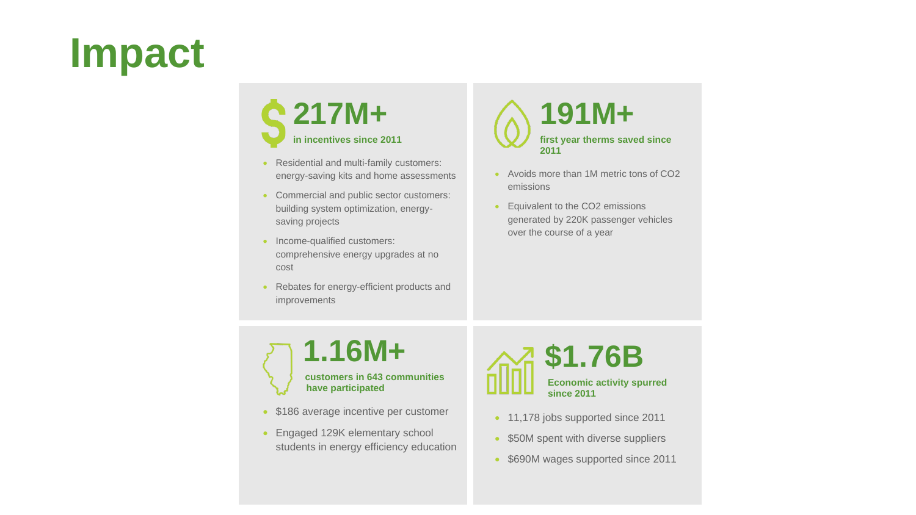# Impact

## 217M+

**in incentives since 2011**

- Residential and multi-family customers: energy-saving kits and home assessments
- Commercial and public sector customers: building system optimization, energy-saving projects
- Income-qualified customers: comprehensive energy upgrades at no cost
- Rebates for energy-efficient products and improvements

## 191M+

**first year therms saved since 2011**

- Avoids more than 1M metric tons of $CO_2$ emissions
- Equivalent to the $CO_2$ emissions generated by 220K passenger vehicles over the course of a year

## 1.16M+

**customers in 643 communities have participated**

- $186 average incentive per customer
- Engaged 129K elementary school students in energy efficiency education

## $1.76B

**Economic activity spurred since 2011**

- 11,178 jobs supported since 2011
- $50M spent with diverse suppliers
- $690M wages supported since 2011